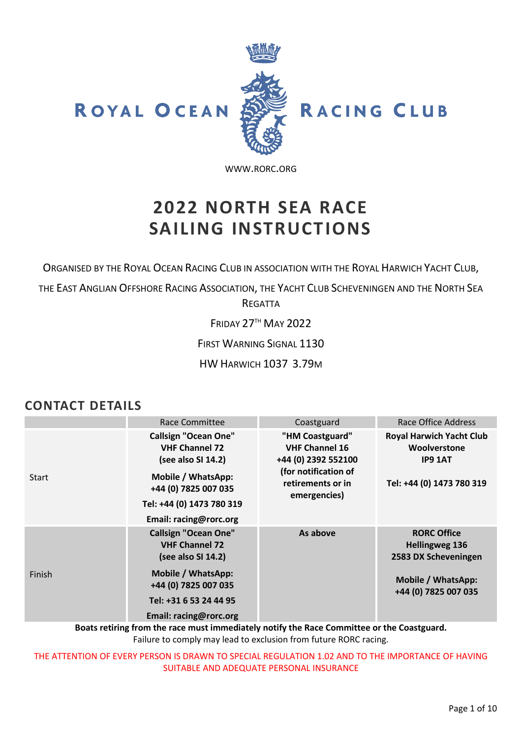ROYAL OCEAN RACING CLUB

WWW.RORC.ORG

# 2022 NORTH SEA RACE SAILING INSTRUCTIONS

ORGANISED BY THE ROYAL OCEAN RACING CLUB IN ASSOCIATION WITH THE ROYAL HARWICH YACHT CLUB, THE EAST ANGLIAN OFFSHORE RACING ASSOCIATION, THE YACHT CLUB SCHEVENINGEN AND THE NORTH SEA REGATTA

FRIDAY 27TH MAY 2022

FIRST WARNING SIGNAL 1130

HW HARWICH 1037 3.79M

## CONTACT DETAILS

| | Race Committee | Coastguard | Race Office Address |
|---|---|---|---|
| Start | **Callsign "Ocean One" VHF Channel 72 (see also SI 14.2)**<br>**Mobile / WhatsApp: +44 (0) 7825 007 035**<br>**Tel: +44 (0) 1473 780 319**<br>**Email: racing@rorc.org** | **"HM Coastguard" VHF Channel 16 +44 (0) 2392 552100 (for notification of retirements or in emergencies)** | **Royal Harwich Yacht Club Woolverstone IP9 1AT**<br>**Tel: +44 (0) 1473 780 319** |
| Finish | **Callsign "Ocean One" VHF Channel 72 (see also SI 14.2)**<br>**Mobile / WhatsApp: +44 (0) 7825 007 035**<br>**Tel: +31 6 53 24 44 95**<br>**Email: racing@rorc.org** | **As above** | **RORC Office Hellingweg 136 2583 DX Scheveningen**<br>**Mobile / WhatsApp: +44 (0) 7825 007 035** |

**Boats retiring from the race must immediately notify the Race Committee or the Coastguard.**
Failure to comply may lead to exclusion from future RORC racing.

THE ATTENTION OF EVERY PERSON IS DRAWN TO SPECIAL REGULATION 1.02 AND TO THE IMPORTANCE OF HAVING SUITABLE AND ADEQUATE PERSONAL INSURANCE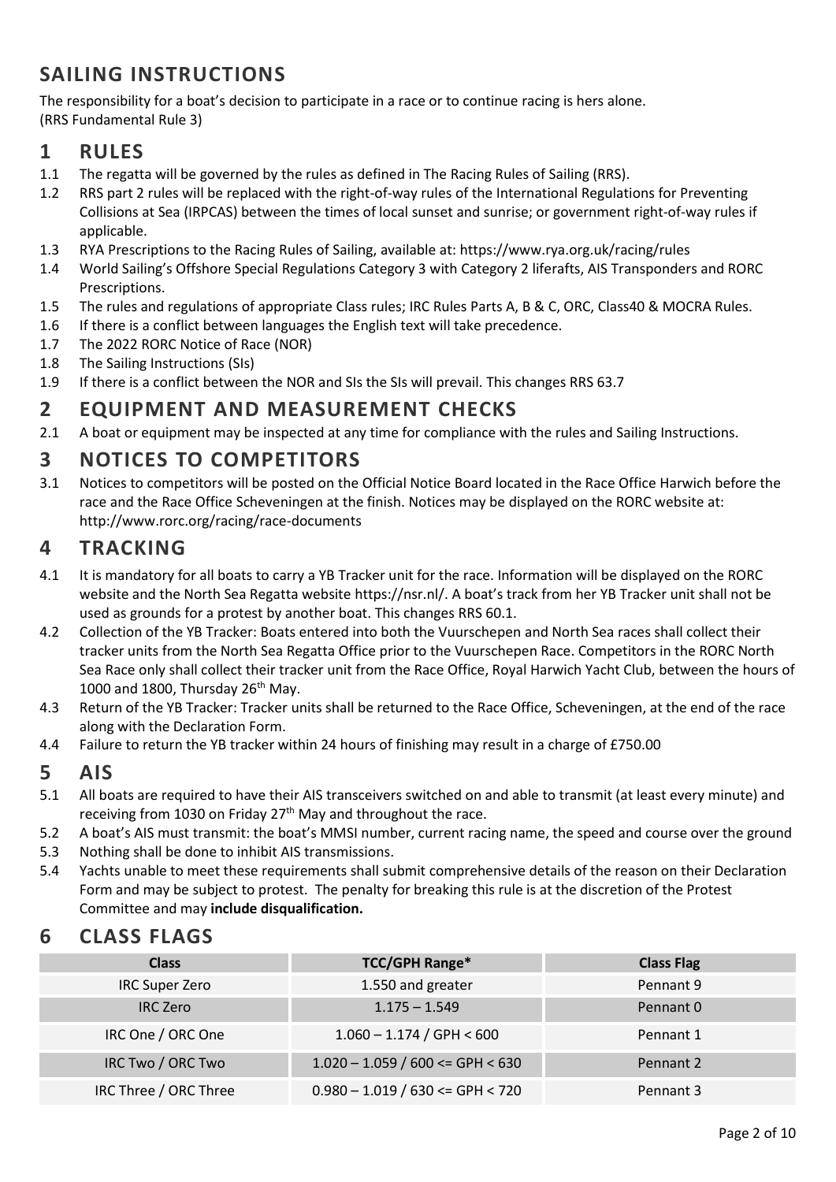# SAILING INSTRUCTIONS

The responsibility for a boat's decision to participate in a race or to continue racing is hers alone. (RRS Fundamental Rule 3)

## 1 RULES

1.1 The regatta will be governed by the rules as defined in The Racing Rules of Sailing (RRS).

1.2 RRS part 2 rules will be replaced with the right-of-way rules of the International Regulations for Preventing Collisions at Sea (IRPCAS) between the times of local sunset and sunrise; or government right-of-way rules if applicable.

1.3 RYA Prescriptions to the Racing Rules of Sailing, available at: https://www.rya.org.uk/racing/rules

1.4 World Sailing's Offshore Special Regulations Category 3 with Category 2 liferafts, AIS Transponders and RORC Prescriptions.

1.5 The rules and regulations of appropriate Class rules; IRC Rules Parts A, B & C, ORC, Class40 & MOCRA Rules.

1.6 If there is a conflict between languages the English text will take precedence.

1.7 The 2022 RORC Notice of Race (NOR)

1.8 The Sailing Instructions (SIs)

1.9 If there is a conflict between the NOR and SIs the SIs will prevail. This changes RRS 63.7

## 2 EQUIPMENT AND MEASUREMENT CHECKS

2.1 A boat or equipment may be inspected at any time for compliance with the rules and Sailing Instructions.

## 3 NOTICES TO COMPETITORS

3.1 Notices to competitors will be posted on the Official Notice Board located in the Race Office Harwich before the race and the Race Office Scheveningen at the finish. Notices may be displayed on the RORC website at: http://www.rorc.org/racing/race-documents

## 4 TRACKING

4.1 It is mandatory for all boats to carry a YB Tracker unit for the race. Information will be displayed on the RORC website and the North Sea Regatta website https://nsr.nl/. A boat's track from her YB Tracker unit shall not be used as grounds for a protest by another boat. This changes RRS 60.1.

4.2 Collection of the YB Tracker: Boats entered into both the Vuurschepen and North Sea races shall collect their tracker units from the North Sea Regatta Office prior to the Vuurschepen Race. Competitors in the RORC North Sea Race only shall collect their tracker unit from the Race Office, Royal Harwich Yacht Club, between the hours of 1000 and 1800, Thursday 26th May.

4.3 Return of the YB Tracker: Tracker units shall be returned to the Race Office, Scheveningen, at the end of the race along with the Declaration Form.

4.4 Failure to return the YB tracker within 24 hours of finishing may result in a charge of £750.00

## 5 AIS

5.1 All boats are required to have their AIS transceivers switched on and able to transmit (at least every minute) and receiving from 1030 on Friday 27th May and throughout the race.

5.2 A boat's AIS must transmit: the boat's MMSI number, current racing name, the speed and course over the ground

5.3 Nothing shall be done to inhibit AIS transmissions.

5.4 Yachts unable to meet these requirements shall submit comprehensive details of the reason on their Declaration Form and may be subject to protest. The penalty for breaking this rule is at the discretion of the Protest Committee and may **include disqualification.**

## 6 CLASS FLAGS

| Class | TCC/GPH Range* | Class Flag |
|---|---|---|
| IRC Super Zero | 1.550 and greater | Pennant 9 |
| IRC Zero | 1.175 – 1.549 | Pennant 0 |
| IRC One / ORC One | 1.060 – 1.174 / GPH < 600 | Pennant 1 |
| IRC Two / ORC Two | 1.020 – 1.059 / 600 <= GPH < 630 | Pennant 2 |
| IRC Three / ORC Three | 0.980 – 1.019 / 630 <= GPH < 720 | Pennant 3 |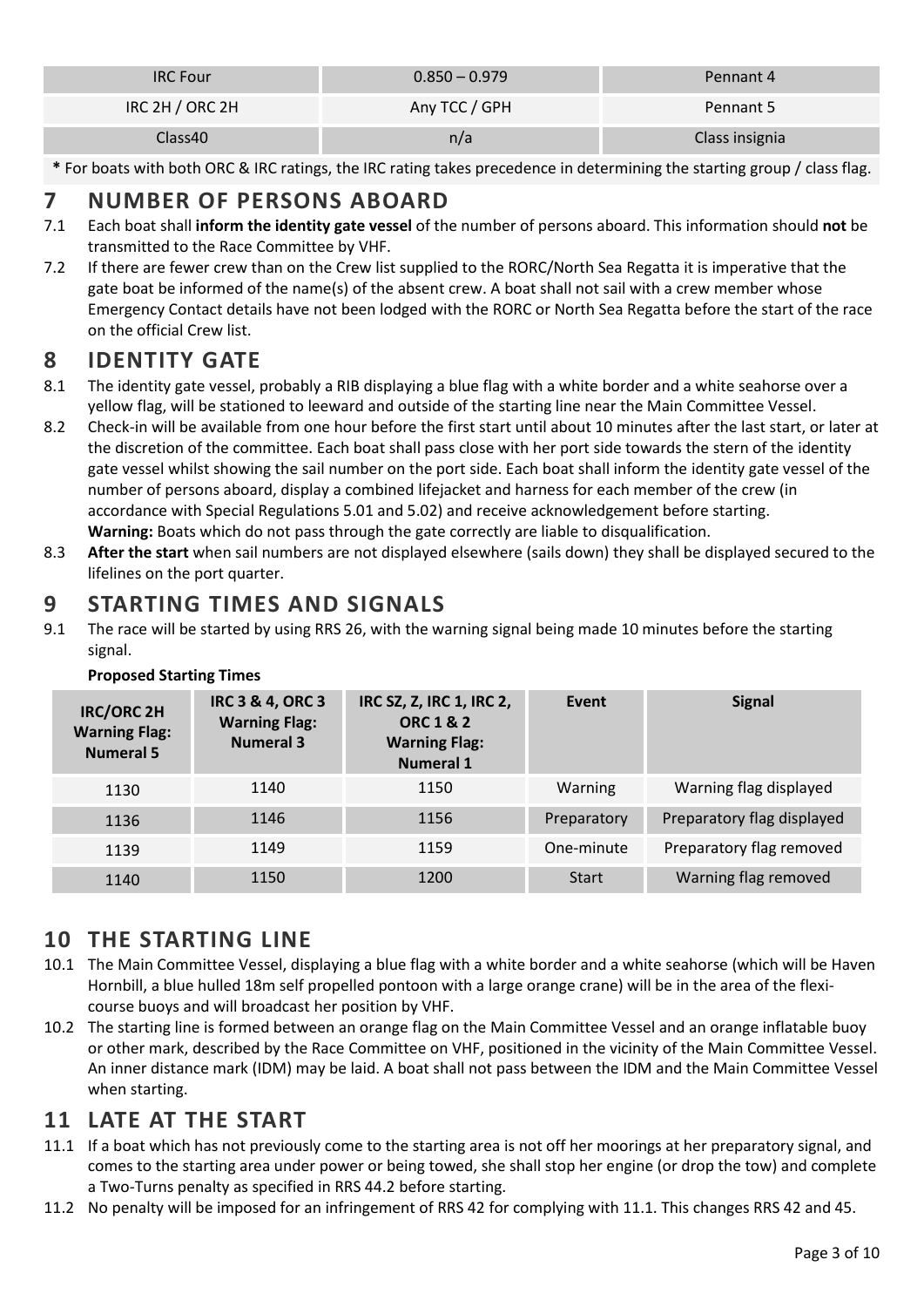| IRC Four | 0.850 – 0.979 | Pennant 4 |
| --- | --- | --- |
| IRC 2H / ORC 2H | Any TCC / GPH | Pennant 5 |
| Class40 | n/a | Class insignia |

**\*** For boats with both ORC & IRC ratings, the IRC rating takes precedence in determining the starting group / class flag.

## 7 NUMBER OF PERSONS ABOARD

7.1 Each boat shall **inform the identity gate vessel** of the number of persons aboard. This information should **not** be transmitted to the Race Committee by VHF.

7.2 If there are fewer crew than on the Crew list supplied to the RORC/North Sea Regatta it is imperative that the gate boat be informed of the name(s) of the absent crew. A boat shall not sail with a crew member whose Emergency Contact details have not been lodged with the RORC or North Sea Regatta before the start of the race on the official Crew list.

## 8 IDENTITY GATE

8.1 The identity gate vessel, probably a RIB displaying a blue flag with a white border and a white seahorse over a yellow flag, will be stationed to leeward and outside of the starting line near the Main Committee Vessel.

8.2 Check-in will be available from one hour before the first start until about 10 minutes after the last start, or later at the discretion of the committee. Each boat shall pass close with her port side towards the stern of the identity gate vessel whilst showing the sail number on the port side. Each boat shall inform the identity gate vessel of the number of persons aboard, display a combined lifejacket and harness for each member of the crew (in accordance with Special Regulations 5.01 and 5.02) and receive acknowledgement before starting.
**Warning:** Boats which do not pass through the gate correctly are liable to disqualification.

8.3 **After the start** when sail numbers are not displayed elsewhere (sails down) they shall be displayed secured to the lifelines on the port quarter.

## 9 STARTING TIMES AND SIGNALS

9.1 The race will be started by using RRS 26, with the warning signal being made 10 minutes before the starting signal.

**Proposed Starting Times**

| IRC/ORC 2H Warning Flag: Numeral 5 | IRC 3 & 4, ORC 3 Warning Flag: Numeral 3 | IRC SZ, Z, IRC 1, IRC 2, ORC 1 & 2 Warning Flag: Numeral 1 | Event | Signal |
| --- | --- | --- | --- | --- |
| 1130 | 1140 | 1150 | Warning | Warning flag displayed |
| 1136 | 1146 | 1156 | Preparatory | Preparatory flag displayed |
| 1139 | 1149 | 1159 | One-minute | Preparatory flag removed |
| 1140 | 1150 | 1200 | Start | Warning flag removed |

## 10 THE STARTING LINE

10.1 The Main Committee Vessel, displaying a blue flag with a white border and a white seahorse (which will be Haven Hornbill, a blue hulled 18m self propelled pontoon with a large orange crane) will be in the area of the flexi-course buoys and will broadcast her position by VHF.

10.2 The starting line is formed between an orange flag on the Main Committee Vessel and an orange inflatable buoy or other mark, described by the Race Committee on VHF, positioned in the vicinity of the Main Committee Vessel. An inner distance mark (IDM) may be laid. A boat shall not pass between the IDM and the Main Committee Vessel when starting.

## 11 LATE AT THE START

11.1 If a boat which has not previously come to the starting area is not off her moorings at her preparatory signal, and comes to the starting area under power or being towed, she shall stop her engine (or drop the tow) and complete a Two-Turns penalty as specified in RRS 44.2 before starting.

11.2 No penalty will be imposed for an infringement of RRS 42 for complying with 11.1. This changes RRS 42 and 45.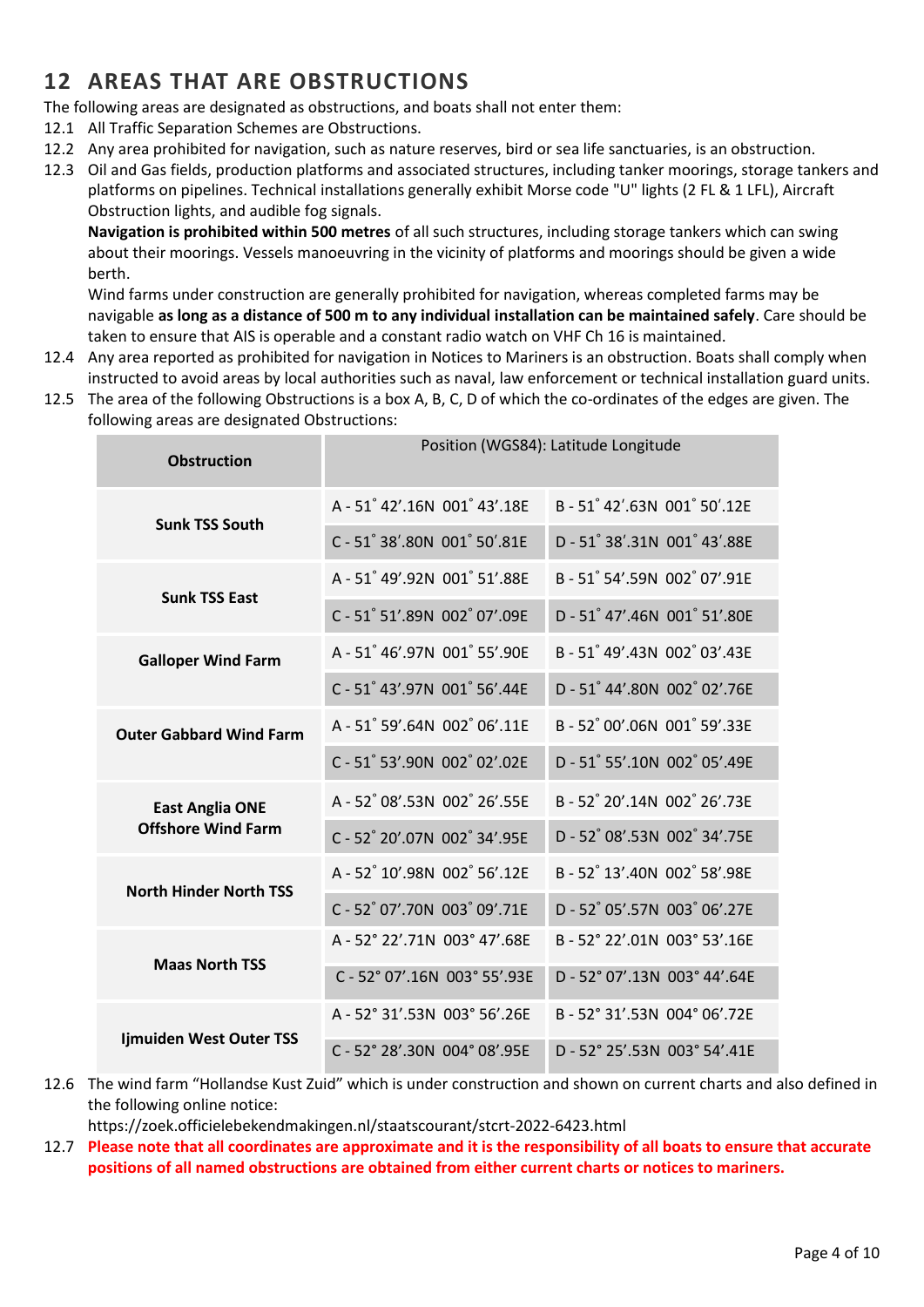## 12 AREAS THAT ARE OBSTRUCTIONS

The following areas are designated as obstructions, and boats shall not enter them:

12.1 All Traffic Separation Schemes are Obstructions.

12.2 Any area prohibited for navigation, such as nature reserves, bird or sea life sanctuaries, is an obstruction.

12.3 Oil and Gas fields, production platforms and associated structures, including tanker moorings, storage tankers and platforms on pipelines. Technical installations generally exhibit Morse code "U" lights (2 FL & 1 LFL), Aircraft Obstruction lights, and audible fog signals.

**Navigation is prohibited within 500 metres** of all such structures, including storage tankers which can swing about their moorings. Vessels manoeuvring in the vicinity of platforms and moorings should be given a wide berth.

Wind farms under construction are generally prohibited for navigation, whereas completed farms may be navigable **as long as a distance of 500 m to any individual installation can be maintained safely**. Care should be taken to ensure that AIS is operable and a constant radio watch on VHF Ch 16 is maintained.

12.4 Any area reported as prohibited for navigation in Notices to Mariners is an obstruction. Boats shall comply when instructed to avoid areas by local authorities such as naval, law enforcement or technical installation guard units.

12.5 The area of the following Obstructions is a box A, B, C, D of which the co-ordinates of the edges are given. The following areas are designated Obstructions:

| Obstruction | Position (WGS84): Latitude Longitude | |
|---|---|---|
| Sunk TSS South | A - 51˚ 42'.16N 001˚ 43'.18E | B - 51˚ 42'.63N 001˚ 50'.12E |
| | C - 51˚ 38'.80N 001˚ 50'.81E | D - 51˚ 38'.31N 001˚ 43'.88E |
| Sunk TSS East | A - 51˚ 49'.92N 001˚ 51'.88E | B - 51˚ 54'.59N 002˚ 07'.91E |
| | C - 51˚ 51'.89N 002˚ 07'.09E | D - 51˚ 47'.46N 001˚ 51'.80E |
| Galloper Wind Farm | A - 51˚ 46'.97N 001˚ 55'.90E | B - 51˚ 49'.43N 002˚ 03'.43E |
| | C - 51˚ 43'.97N 001˚ 56'.44E | D - 51˚ 44'.80N 002˚ 02'.76E |
| Outer Gabbard Wind Farm | A - 51˚ 59'.64N 002˚ 06'.11E | B - 52˚ 00'.06N 001˚ 59'.33E |
| | C - 51˚ 53'.90N 002˚ 02'.02E | D - 51˚ 55'.10N 002˚ 05'.49E |
| East Anglia ONE Offshore Wind Farm | A - 52˚ 08'.53N 002˚ 26'.55E | B - 52˚ 20'.14N 002˚ 26'.73E |
| | C - 52˚ 20'.07N 002˚ 34'.95E | D - 52˚ 08'.53N 002˚ 34'.75E |
| North Hinder North TSS | A - 52˚ 10'.98N 002˚ 56'.12E | B - 52˚ 13'.40N 002˚ 58'.98E |
| | C - 52˚ 07'.70N 003˚ 09'.71E | D - 52˚ 05'.57N 003˚ 06'.27E |
| Maas North TSS | A - 52° 22'.71N 003° 47'.68E | B - 52° 22'.01N 003° 53'.16E |
| | C - 52° 07'.16N 003° 55'.93E | D - 52° 07'.13N 003° 44'.64E |
| Ijmuiden West Outer TSS | A - 52° 31'.53N 003° 56'.26E | B - 52° 31'.53N 004° 06'.72E |
| | C - 52° 28'.30N 004° 08'.95E | D - 52° 25'.53N 003° 54'.41E |

12.6 The wind farm "Hollandse Kust Zuid" which is under construction and shown on current charts and also defined in the following online notice:

https://zoek.officielebekendmakingen.nl/staatscourant/stcrt-2022-6423.html

12.7 **Please note that all coordinates are approximate and it is the responsibility of all boats to ensure that accurate positions of all named obstructions are obtained from either current charts or notices to mariners.**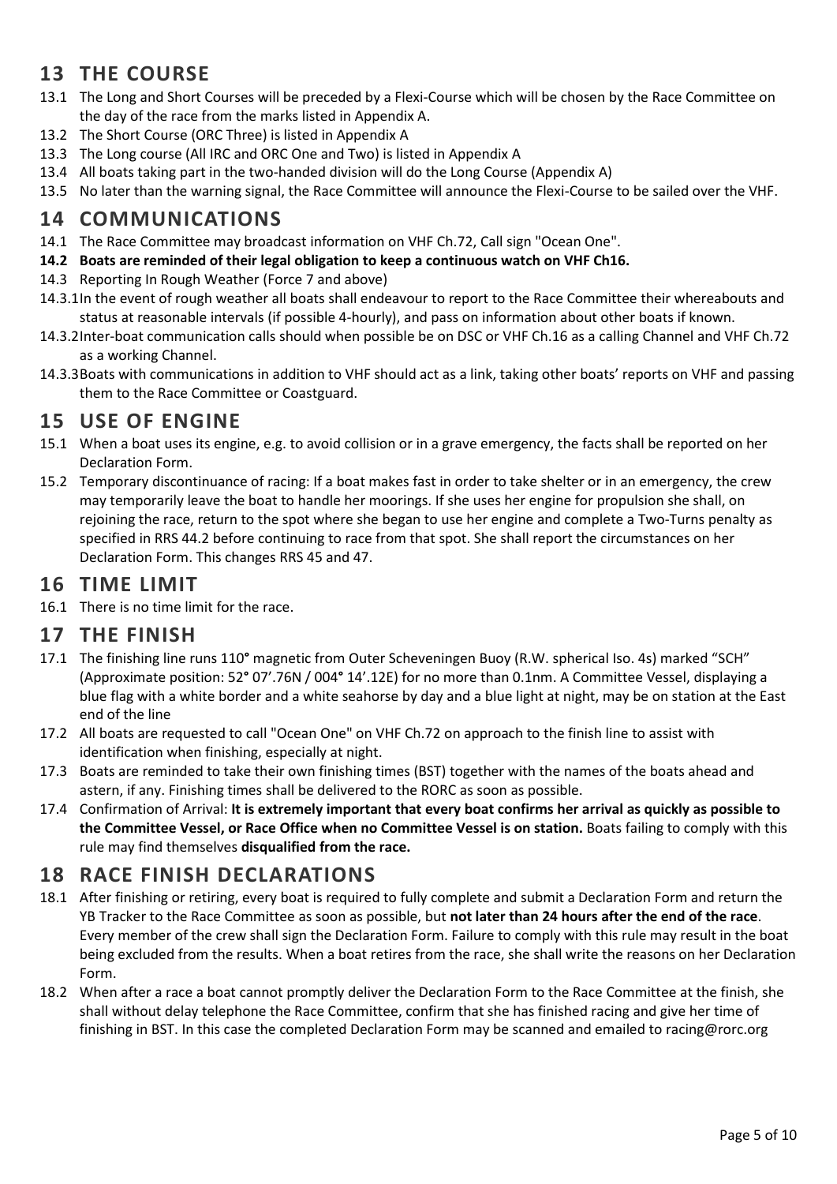## 13 THE COURSE

13.1 The Long and Short Courses will be preceded by a Flexi-Course which will be chosen by the Race Committee on the day of the race from the marks listed in Appendix A.

13.2 The Short Course (ORC Three) is listed in Appendix A

13.3 The Long course (All IRC and ORC One and Two) is listed in Appendix A

13.4 All boats taking part in the two-handed division will do the Long Course (Appendix A)

13.5 No later than the warning signal, the Race Committee will announce the Flexi-Course to be sailed over the VHF.

## 14 COMMUNICATIONS

14.1 The Race Committee may broadcast information on VHF Ch.72, Call sign "Ocean One".

**14.2 Boats are reminded of their legal obligation to keep a continuous watch on VHF Ch16.**

14.3 Reporting In Rough Weather (Force 7 and above)

14.3.1 In the event of rough weather all boats shall endeavour to report to the Race Committee their whereabouts and status at reasonable intervals (if possible 4-hourly), and pass on information about other boats if known.

14.3.2 Inter-boat communication calls should when possible be on DSC or VHF Ch.16 as a calling Channel and VHF Ch.72 as a working Channel.

14.3.3 Boats with communications in addition to VHF should act as a link, taking other boats' reports on VHF and passing them to the Race Committee or Coastguard.

## 15 USE OF ENGINE

15.1 When a boat uses its engine, e.g. to avoid collision or in a grave emergency, the facts shall be reported on her Declaration Form.

15.2 Temporary discontinuance of racing: If a boat makes fast in order to take shelter or in an emergency, the crew may temporarily leave the boat to handle her moorings. If she uses her engine for propulsion she shall, on rejoining the race, return to the spot where she began to use her engine and complete a Two-Turns penalty as specified in RRS 44.2 before continuing to race from that spot. She shall report the circumstances on her Declaration Form. This changes RRS 45 and 47.

## 16 TIME LIMIT

16.1 There is no time limit for the race.

## 17 THE FINISH

17.1 The finishing line runs 110° magnetic from Outer Scheveningen Buoy (R.W. spherical Iso. 4s) marked "SCH" (Approximate position: 52° 07'.76N / 004° 14'.12E) for no more than 0.1nm. A Committee Vessel, displaying a blue flag with a white border and a white seahorse by day and a blue light at night, may be on station at the East end of the line

17.2 All boats are requested to call "Ocean One" on VHF Ch.72 on approach to the finish line to assist with identification when finishing, especially at night.

17.3 Boats are reminded to take their own finishing times (BST) together with the names of the boats ahead and astern, if any. Finishing times shall be delivered to the RORC as soon as possible.

17.4 Confirmation of Arrival: **It is extremely important that every boat confirms her arrival as quickly as possible to the Committee Vessel, or Race Office when no Committee Vessel is on station.** Boats failing to comply with this rule may find themselves **disqualified from the race.**

## 18 RACE FINISH DECLARATIONS

18.1 After finishing or retiring, every boat is required to fully complete and submit a Declaration Form and return the YB Tracker to the Race Committee as soon as possible, but **not later than 24 hours after the end of the race**. Every member of the crew shall sign the Declaration Form. Failure to comply with this rule may result in the boat being excluded from the results. When a boat retires from the race, she shall write the reasons on her Declaration Form.

18.2 When after a race a boat cannot promptly deliver the Declaration Form to the Race Committee at the finish, she shall without delay telephone the Race Committee, confirm that she has finished racing and give her time of finishing in BST. In this case the completed Declaration Form may be scanned and emailed to racing@rorc.org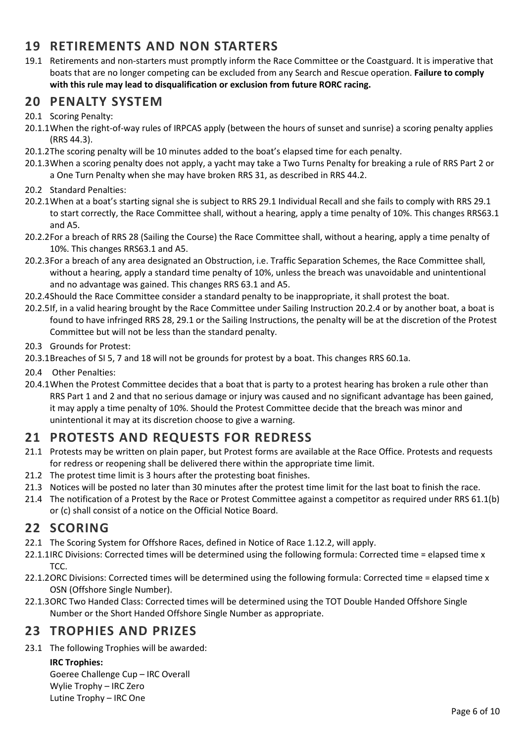## 19 RETIREMENTS AND NON STARTERS

19.1 Retirements and non-starters must promptly inform the Race Committee or the Coastguard. It is imperative that boats that are no longer competing can be excluded from any Search and Rescue operation. **Failure to comply with this rule may lead to disqualification or exclusion from future RORC racing.**

## 20 PENALTY SYSTEM

20.1 Scoring Penalty:

20.1.1 When the right-of-way rules of IRPCAS apply (between the hours of sunset and sunrise) a scoring penalty applies (RRS 44.3).

20.1.2 The scoring penalty will be 10 minutes added to the boat's elapsed time for each penalty.

20.1.3 When a scoring penalty does not apply, a yacht may take a Two Turns Penalty for breaking a rule of RRS Part 2 or a One Turn Penalty when she may have broken RRS 31, as described in RRS 44.2.

20.2 Standard Penalties:

20.2.1 When at a boat's starting signal she is subject to RRS 29.1 Individual Recall and she fails to comply with RRS 29.1 to start correctly, the Race Committee shall, without a hearing, apply a time penalty of 10%. This changes RRS63.1 and A5.

20.2.2 For a breach of RRS 28 (Sailing the Course) the Race Committee shall, without a hearing, apply a time penalty of 10%. This changes RRS63.1 and A5.

20.2.3 For a breach of any area designated an Obstruction, i.e. Traffic Separation Schemes, the Race Committee shall, without a hearing, apply a standard time penalty of 10%, unless the breach was unavoidable and unintentional and no advantage was gained. This changes RRS 63.1 and A5.

20.2.4 Should the Race Committee consider a standard penalty to be inappropriate, it shall protest the boat.

20.2.5 If, in a valid hearing brought by the Race Committee under Sailing Instruction 20.2.4 or by another boat, a boat is found to have infringed RRS 28, 29.1 or the Sailing Instructions, the penalty will be at the discretion of the Protest Committee but will not be less than the standard penalty.

20.3 Grounds for Protest:

20.3.1 Breaches of SI 5, 7 and 18 will not be grounds for protest by a boat. This changes RRS 60.1a.

20.4 Other Penalties:

20.4.1 When the Protest Committee decides that a boat that is party to a protest hearing has broken a rule other than RRS Part 1 and 2 and that no serious damage or injury was caused and no significant advantage has been gained, it may apply a time penalty of 10%. Should the Protest Committee decide that the breach was minor and unintentional it may at its discretion choose to give a warning.

## 21 PROTESTS AND REQUESTS FOR REDRESS

21.1 Protests may be written on plain paper, but Protest forms are available at the Race Office. Protests and requests for redress or reopening shall be delivered there within the appropriate time limit.

21.2 The protest time limit is 3 hours after the protesting boat finishes.

21.3 Notices will be posted no later than 30 minutes after the protest time limit for the last boat to finish the race.

21.4 The notification of a Protest by the Race or Protest Committee against a competitor as required under RRS 61.1(b) or (c) shall consist of a notice on the Official Notice Board.

## 22 SCORING

22.1 The Scoring System for Offshore Races, defined in Notice of Race 1.12.2, will apply.

22.1.1 IRC Divisions: Corrected times will be determined using the following formula: Corrected time = elapsed time x TCC.

22.1.2 ORC Divisions: Corrected times will be determined using the following formula: Corrected time = elapsed time x OSN (Offshore Single Number).

22.1.3 ORC Two Handed Class: Corrected times will be determined using the TOT Double Handed Offshore Single Number or the Short Handed Offshore Single Number as appropriate.

## 23 TROPHIES AND PRIZES

23.1 The following Trophies will be awarded:

**IRC Trophies:**
Goeree Challenge Cup – IRC Overall
Wylie Trophy – IRC Zero
Lutine Trophy – IRC One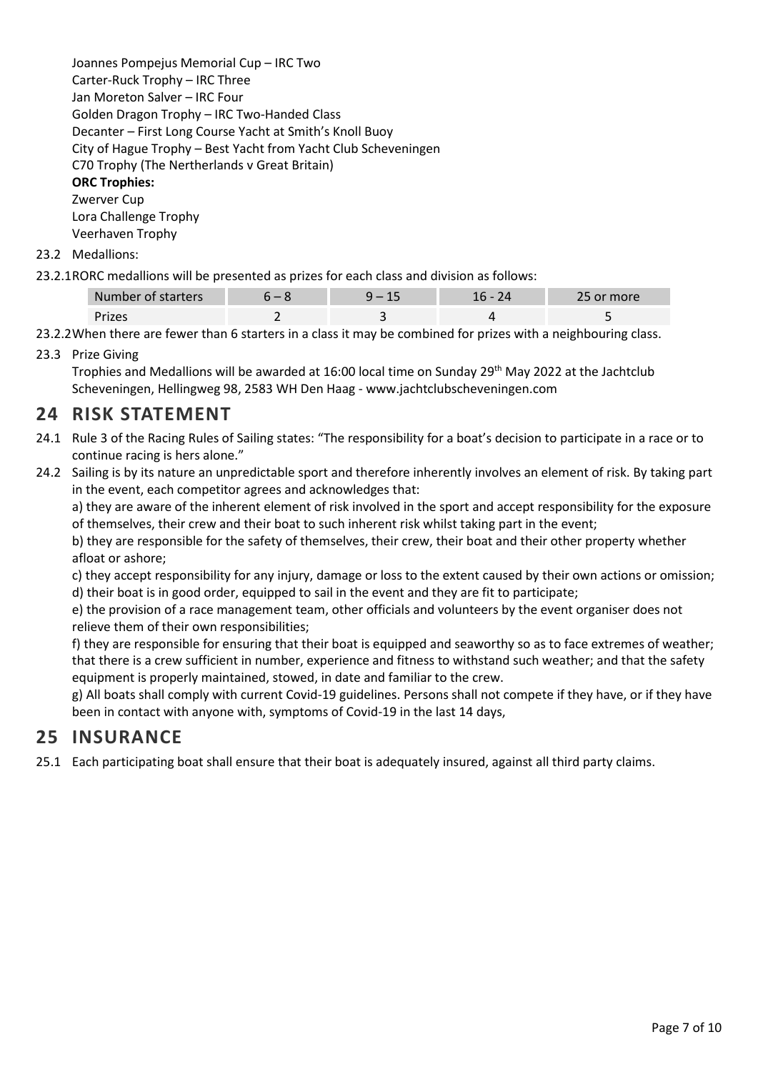Joannes Pompejus Memorial Cup – IRC Two
Carter-Ruck Trophy – IRC Three
Jan Moreton Salver – IRC Four
Golden Dragon Trophy – IRC Two-Handed Class
Decanter – First Long Course Yacht at Smith's Knoll Buoy
City of Hague Trophy – Best Yacht from Yacht Club Scheveningen
C70 Trophy (The Nertherlands v Great Britain)

**ORC Trophies:**
Zwerver Cup
Lora Challenge Trophy
Veerhaven Trophy

23.2 Medallions:

23.2.1 RORC medallions will be presented as prizes for each class and division as follows:

| Number of starters | 6 – 8 | 9 – 15 | 16 - 24 | 25 or more |
|---|---|---|---|---|
| Prizes | 2 | 3 | 4 | 5 |

23.2.2 When there are fewer than 6 starters in a class it may be combined for prizes with a neighbouring class.

23.3 Prize Giving

Trophies and Medallions will be awarded at 16:00 local time on Sunday 29th May 2022 at the Jachtclub Scheveningen, Hellingweg 98, 2583 WH Den Haag - www.jachtclubscheveningen.com

## 24 RISK STATEMENT

24.1 Rule 3 of the Racing Rules of Sailing states: "The responsibility for a boat's decision to participate in a race or to continue racing is hers alone."

24.2 Sailing is by its nature an unpredictable sport and therefore inherently involves an element of risk. By taking part in the event, each competitor agrees and acknowledges that:

a) they are aware of the inherent element of risk involved in the sport and accept responsibility for the exposure of themselves, their crew and their boat to such inherent risk whilst taking part in the event;

b) they are responsible for the safety of themselves, their crew, their boat and their other property whether afloat or ashore;

c) they accept responsibility for any injury, damage or loss to the extent caused by their own actions or omission;

d) their boat is in good order, equipped to sail in the event and they are fit to participate;

e) the provision of a race management team, other officials and volunteers by the event organiser does not relieve them of their own responsibilities;

f) they are responsible for ensuring that their boat is equipped and seaworthy so as to face extremes of weather; that there is a crew sufficient in number, experience and fitness to withstand such weather; and that the safety equipment is properly maintained, stowed, in date and familiar to the crew.

g) All boats shall comply with current Covid-19 guidelines. Persons shall not compete if they have, or if they have been in contact with anyone with, symptoms of Covid-19 in the last 14 days,

## 25 INSURANCE

25.1 Each participating boat shall ensure that their boat is adequately insured, against all third party claims.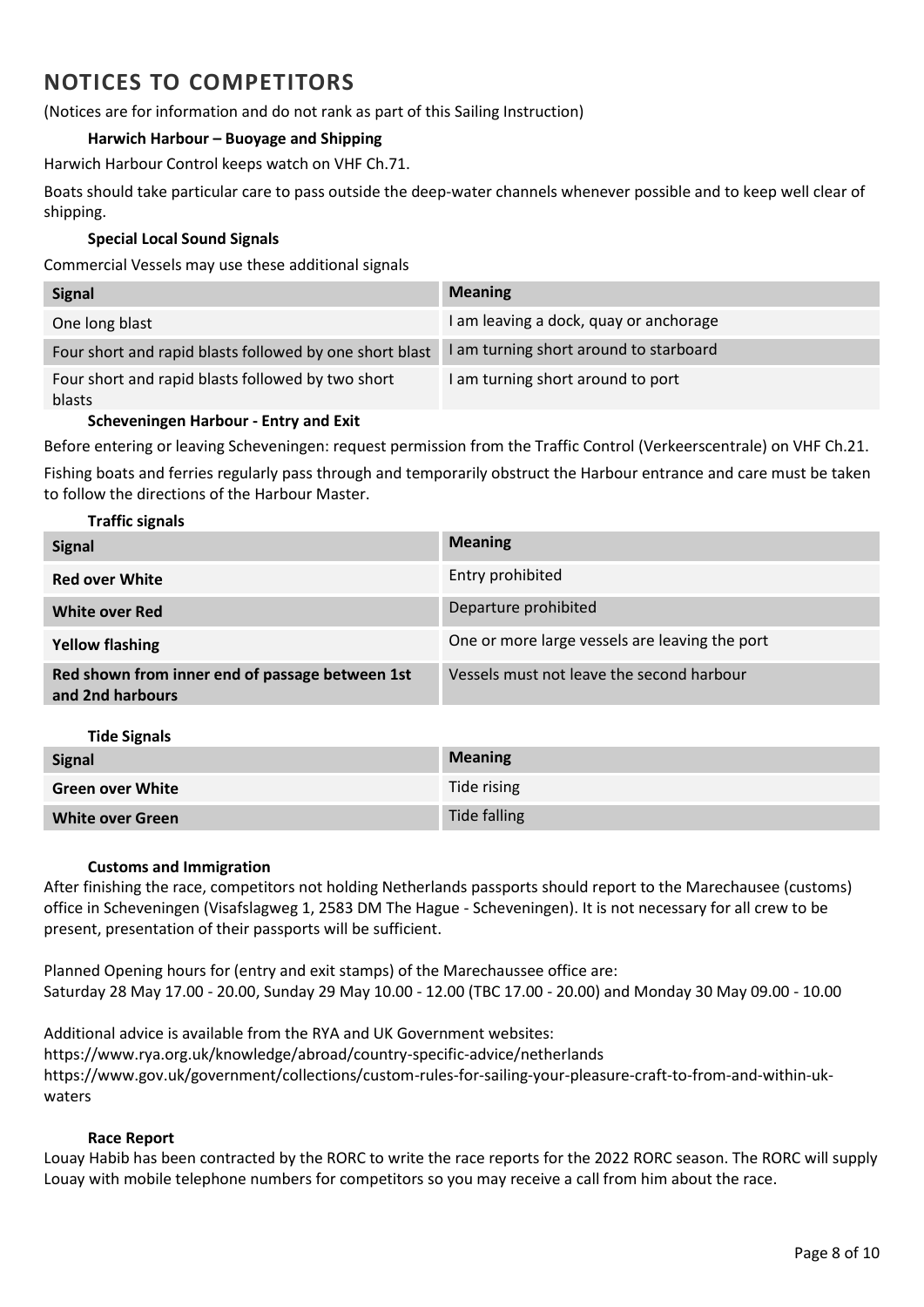# NOTICES TO COMPETITORS

(Notices are for information and do not rank as part of this Sailing Instruction)

### Harwich Harbour – Buoyage and Shipping

Harwich Harbour Control keeps watch on VHF Ch.71.

Boats should take particular care to pass outside the deep-water channels whenever possible and to keep well clear of shipping.

### Special Local Sound Signals

Commercial Vessels may use these additional signals

| Signal | Meaning |
|---|---|
| One long blast | I am leaving a dock, quay or anchorage |
| Four short and rapid blasts followed by one short blast | I am turning short around to starboard |
| Four short and rapid blasts followed by two short blasts | I am turning short around to port |

### Scheveningen Harbour - Entry and Exit

Before entering or leaving Scheveningen: request permission from the Traffic Control (Verkeerscentrale) on VHF Ch.21.

Fishing boats and ferries regularly pass through and temporarily obstruct the Harbour entrance and care must be taken to follow the directions of the Harbour Master.

### Traffic signals

| Signal | Meaning |
|---|---|
| **Red over White** | Entry prohibited |
| **White over Red** | Departure prohibited |
| **Yellow flashing** | One or more large vessels are leaving the port |
| **Red shown from inner end of passage between 1st and 2nd harbours** | Vessels must not leave the second harbour |

### Tide Signals

| Signal | Meaning |
|---|---|
| **Green over White** | Tide rising |
| **White over Green** | Tide falling |

### Customs and Immigration

After finishing the race, competitors not holding Netherlands passports should report to the Marechausee (customs) office in Scheveningen (Visafslagweg 1, 2583 DM The Hague - Scheveningen). It is not necessary for all crew to be present, presentation of their passports will be sufficient.

Planned Opening hours for (entry and exit stamps) of the Marechaussee office are:
Saturday 28 May 17.00 - 20.00, Sunday 29 May 10.00 - 12.00 (TBC 17.00 - 20.00) and Monday 30 May 09.00 - 10.00

Additional advice is available from the RYA and UK Government websites:
https://www.rya.org.uk/knowledge/abroad/country-specific-advice/netherlands
https://www.gov.uk/government/collections/custom-rules-for-sailing-your-pleasure-craft-to-from-and-within-uk-waters

### Race Report

Louay Habib has been contracted by the RORC to write the race reports for the 2022 RORC season. The RORC will supply Louay with mobile telephone numbers for competitors so you may receive a call from him about the race.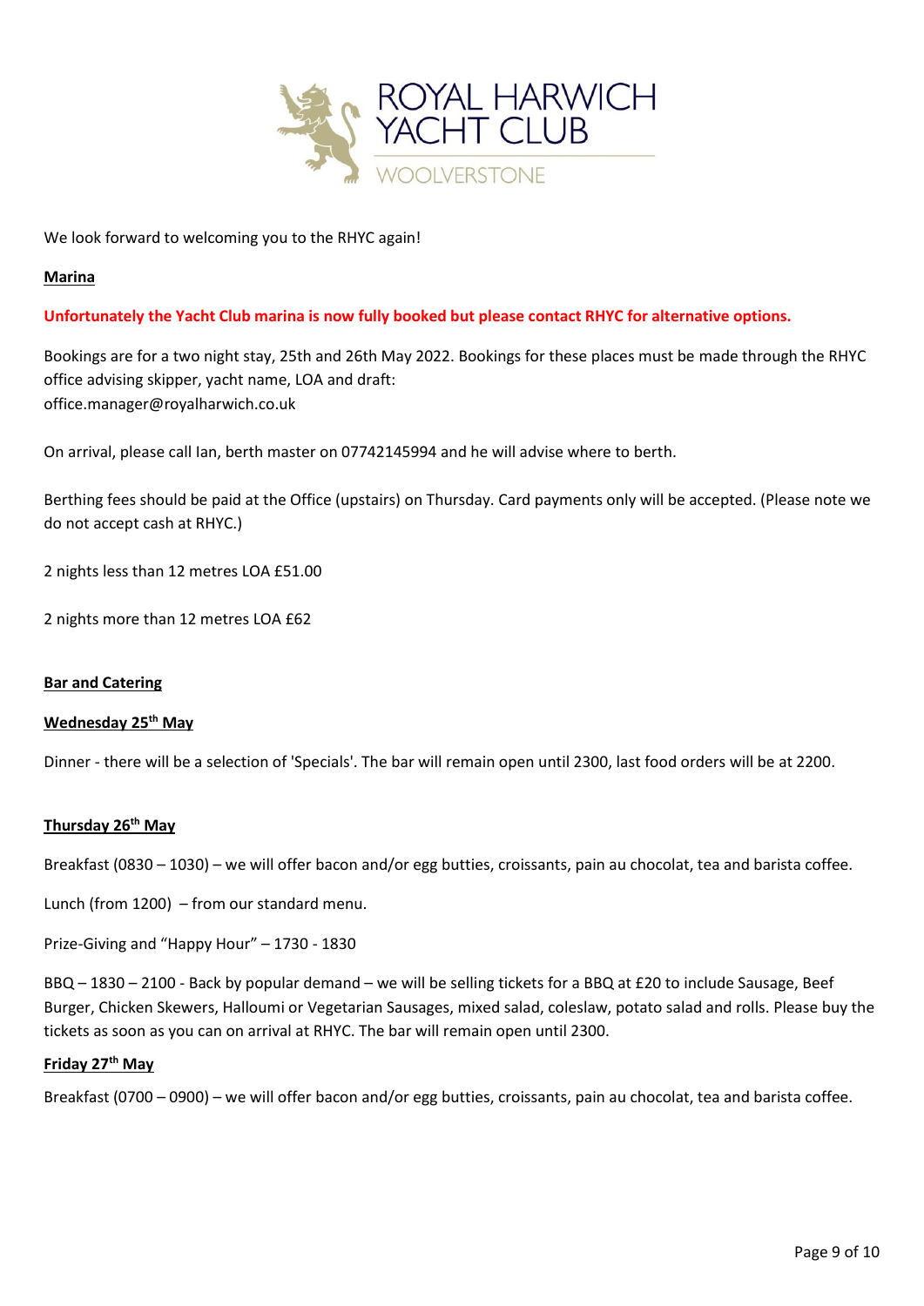ROYAL HARWICH YACHT CLUB

WOOLVERSTONE

We look forward to welcoming you to the RHYC again!

**Marina**

**Unfortunately the Yacht Club marina is now fully booked but please contact RHYC for alternative options.**

Bookings are for a two night stay, 25th and 26th May 2022. Bookings for these places must be made through the RHYC office advising skipper, yacht name, LOA and draft:
office.manager@royalharwich.co.uk

On arrival, please call Ian, berth master on 07742145994 and he will advise where to berth.

Berthing fees should be paid at the Office (upstairs) on Thursday. Card payments only will be accepted. (Please note we do not accept cash at RHYC.)

2 nights less than 12 metres LOA £51.00

2 nights more than 12 metres LOA £62

**Bar and Catering**

**Wednesday 25th May**

Dinner - there will be a selection of 'Specials'. The bar will remain open until 2300, last food orders will be at 2200.

**Thursday 26th May**

Breakfast (0830 – 1030) – we will offer bacon and/or egg butties, croissants, pain au chocolat, tea and barista coffee.

Lunch (from 1200) – from our standard menu.

Prize-Giving and "Happy Hour" – 1730 - 1830

BBQ – 1830 – 2100 - Back by popular demand – we will be selling tickets for a BBQ at £20 to include Sausage, Beef Burger, Chicken Skewers, Halloumi or Vegetarian Sausages, mixed salad, coleslaw, potato salad and rolls. Please buy the tickets as soon as you can on arrival at RHYC. The bar will remain open until 2300.

**Friday 27th May**

Breakfast (0700 – 0900) – we will offer bacon and/or egg butties, croissants, pain au chocolat, tea and barista coffee.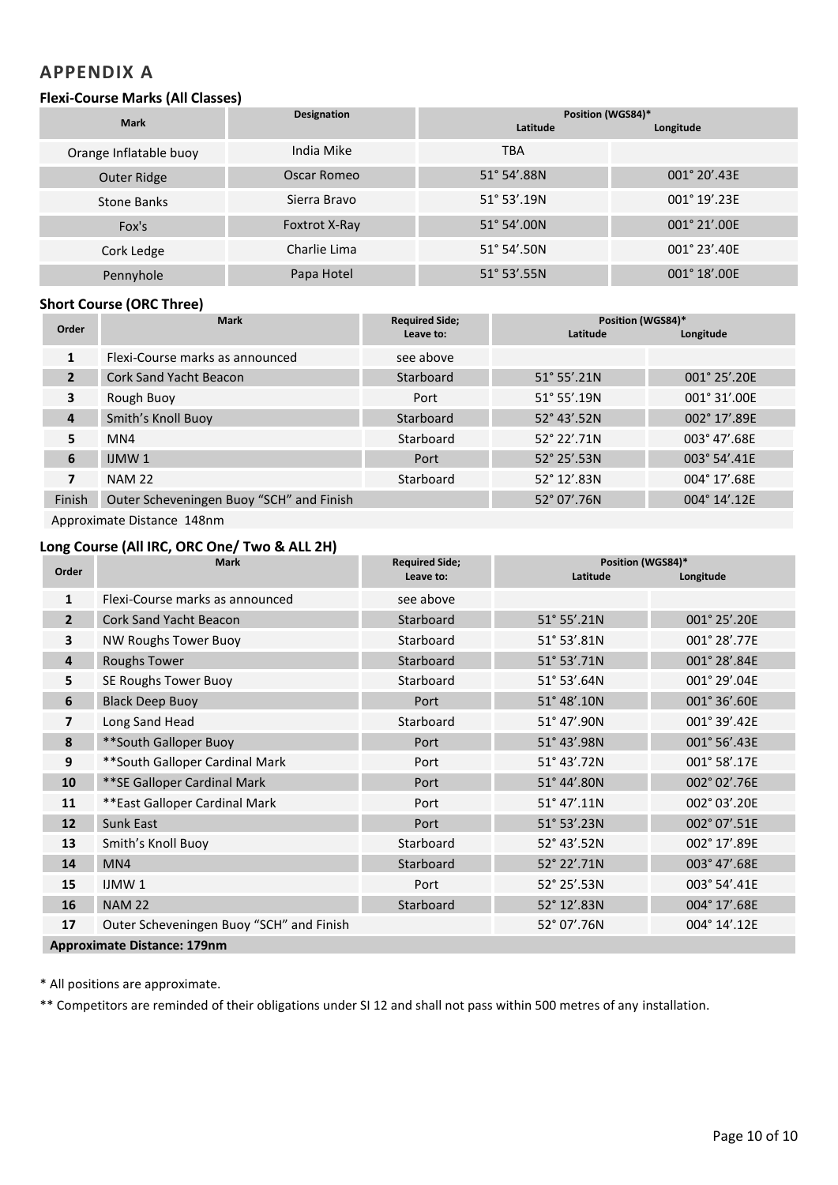## APPENDIX A

### Flexi-Course Marks (All Classes)

| Mark | Designation | Position (WGS84)* | |
|---|---|---|---|
| | | Latitude | Longitude |
| Orange Inflatable buoy | India Mike | TBA | |
| Outer Ridge | Oscar Romeo | 51° 54'.88N | 001° 20'.43E |
| Stone Banks | Sierra Bravo | 51° 53'.19N | 001° 19'.23E |
| Fox's | Foxtrot X-Ray | 51° 54'.00N | 001° 21'.00E |
| Cork Ledge | Charlie Lima | 51° 54'.50N | 001° 23'.40E |
| Pennyhole | Papa Hotel | 51° 53'.55N | 001° 18'.00E |

### Short Course (ORC Three)

| Order | Mark | Required Side; Leave to: | Position (WGS84)* | |
|---|---|---|---|---|
| | | | Latitude | Longitude |
| 1 | Flexi-Course marks as announced | see above | | |
| 2 | Cork Sand Yacht Beacon | Starboard | 51° 55'.21N | 001° 25'.20E |
| 3 | Rough Buoy | Port | 51° 55'.19N | 001° 31'.00E |
| 4 | Smith's Knoll Buoy | Starboard | 52° 43'.52N | 002° 17'.89E |
| 5 | MN4 | Starboard | 52° 22'.71N | 003° 47'.68E |
| 6 | IJMW 1 | Port | 52° 25'.53N | 003° 54'.41E |
| 7 | NAM 22 | Starboard | 52° 12'.83N | 004° 17'.68E |
| Finish | Outer Scheveningen Buoy "SCH" and Finish | | 52° 07'.76N | 004° 14'.12E |
| Approximate Distance 148nm | | | | |

### Long Course (All IRC, ORC One/ Two & ALL 2H)

| Order | Mark | Required Side; Leave to: | Position (WGS84)* | |
|---|---|---|---|---|
| | | | Latitude | Longitude |
| 1 | Flexi-Course marks as announced | see above | | |
| 2 | Cork Sand Yacht Beacon | Starboard | 51° 55'.21N | 001° 25'.20E |
| 3 | NW Roughs Tower Buoy | Starboard | 51° 53'.81N | 001° 28'.77E |
| 4 | Roughs Tower | Starboard | 51° 53'.71N | 001° 28'.84E |
| 5 | SE Roughs Tower Buoy | Starboard | 51° 53'.64N | 001° 29'.04E |
| 6 | Black Deep Buoy | Port | 51° 48'.10N | 001° 36'.60E |
| 7 | Long Sand Head | Starboard | 51° 47'.90N | 001° 39'.42E |
| 8 | **South Galloper Buoy | Port | 51° 43'.98N | 001° 56'.43E |
| 9 | **South Galloper Cardinal Mark | Port | 51° 43'.72N | 001° 58'.17E |
| 10 | **SE Galloper Cardinal Mark | Port | 51° 44'.80N | 002° 02'.76E |
| 11 | **East Galloper Cardinal Mark | Port | 51° 47'.11N | 002° 03'.20E |
| 12 | Sunk East | Port | 51° 53'.23N | 002° 07'.51E |
| 13 | Smith's Knoll Buoy | Starboard | 52° 43'.52N | 002° 17'.89E |
| 14 | MN4 | Starboard | 52° 22'.71N | 003° 47'.68E |
| 15 | IJMW 1 | Port | 52° 25'.53N | 003° 54'.41E |
| 16 | NAM 22 | Starboard | 52° 12'.83N | 004° 17'.68E |
| 17 | Outer Scheveningen Buoy "SCH" and Finish | | 52° 07'.76N | 004° 14'.12E |
| **Approximate Distance: 179nm** | | | | |

* All positions are approximate.

** Competitors are reminded of their obligations under SI 12 and shall not pass within 500 metres of any installation.